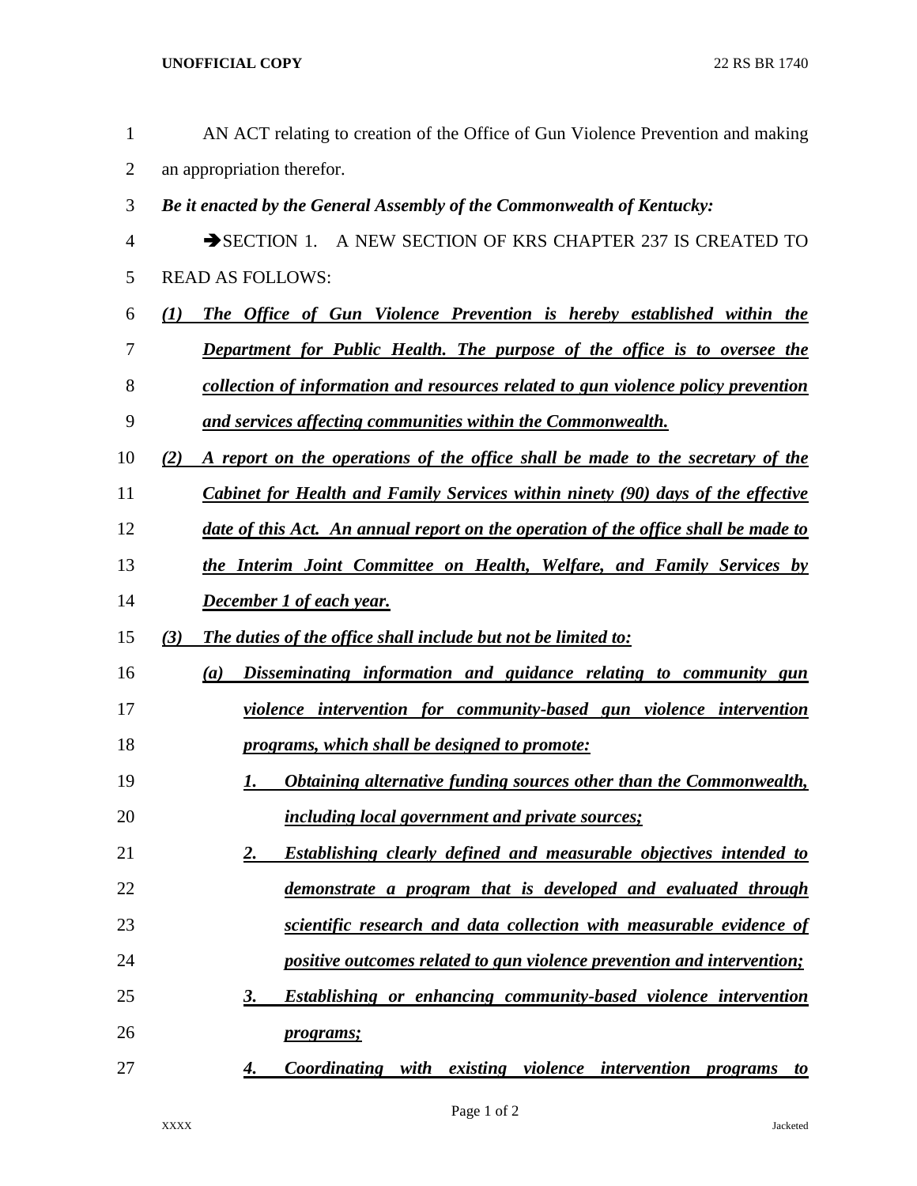AN ACT relating to creation of the Office of Gun Violence Prevention and making an appropriation therefor.

***Be it enacted by the General Assembly of the Commonwealth of Kentucky:***

➔SECTION 1. A NEW SECTION OF KRS CHAPTER 237 IS CREATED TO READ AS FOLLOWS:

***(1) The Office of Gun Violence Prevention is hereby established within the Department for Public Health. The purpose of the office is to oversee the collection of information and resources related to gun violence policy prevention and services affecting communities within the Commonwealth.***

***(2) A report on the operations of the office shall be made to the secretary of the Cabinet for Health and Family Services within ninety (90) days of the effective date of this Act. An annual report on the operation of the office shall be made to the Interim Joint Committee on Health, Welfare, and Family Services by December 1 of each year.***

***(3) The duties of the office shall include but not be limited to:***

***(a) Disseminating information and guidance relating to community gun violence intervention for community-based gun violence intervention programs, which shall be designed to promote:***

***1. Obtaining alternative funding sources other than the Commonwealth, including local government and private sources;***

***2. Establishing clearly defined and measurable objectives intended to demonstrate a program that is developed and evaluated through scientific research and data collection with measurable evidence of positive outcomes related to gun violence prevention and intervention;***

***3. Establishing or enhancing community-based violence intervention programs;***

***4. Coordinating with existing violence intervention programs to***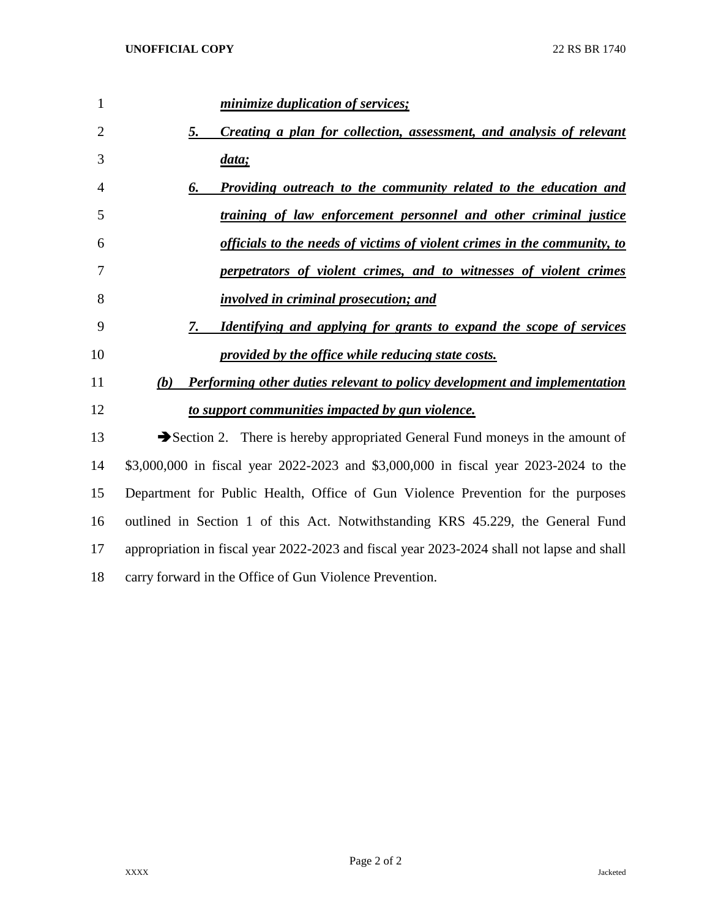*minimize duplication of services;*

*5. Creating a plan for collection, assessment, and analysis of relevant data;*

*6. Providing outreach to the community related to the education and training of law enforcement personnel and other criminal justice officials to the needs of victims of violent crimes in the community, to perpetrators of violent crimes, and to witnesses of violent crimes involved in criminal prosecution; and*

*7. Identifying and applying for grants to expand the scope of services provided by the office while reducing state costs.*

*(b) Performing other duties relevant to policy development and implementation to support communities impacted by gun violence.*

➔Section 2. There is hereby appropriated General Fund moneys in the amount of $3,000,000 in fiscal year 2022-2023 and $3,000,000 in fiscal year 2023-2024 to the Department for Public Health, Office of Gun Violence Prevention for the purposes outlined in Section 1 of this Act. Notwithstanding KRS 45.229, the General Fund appropriation in fiscal year 2022-2023 and fiscal year 2023-2024 shall not lapse and shall carry forward in the Office of Gun Violence Prevention.